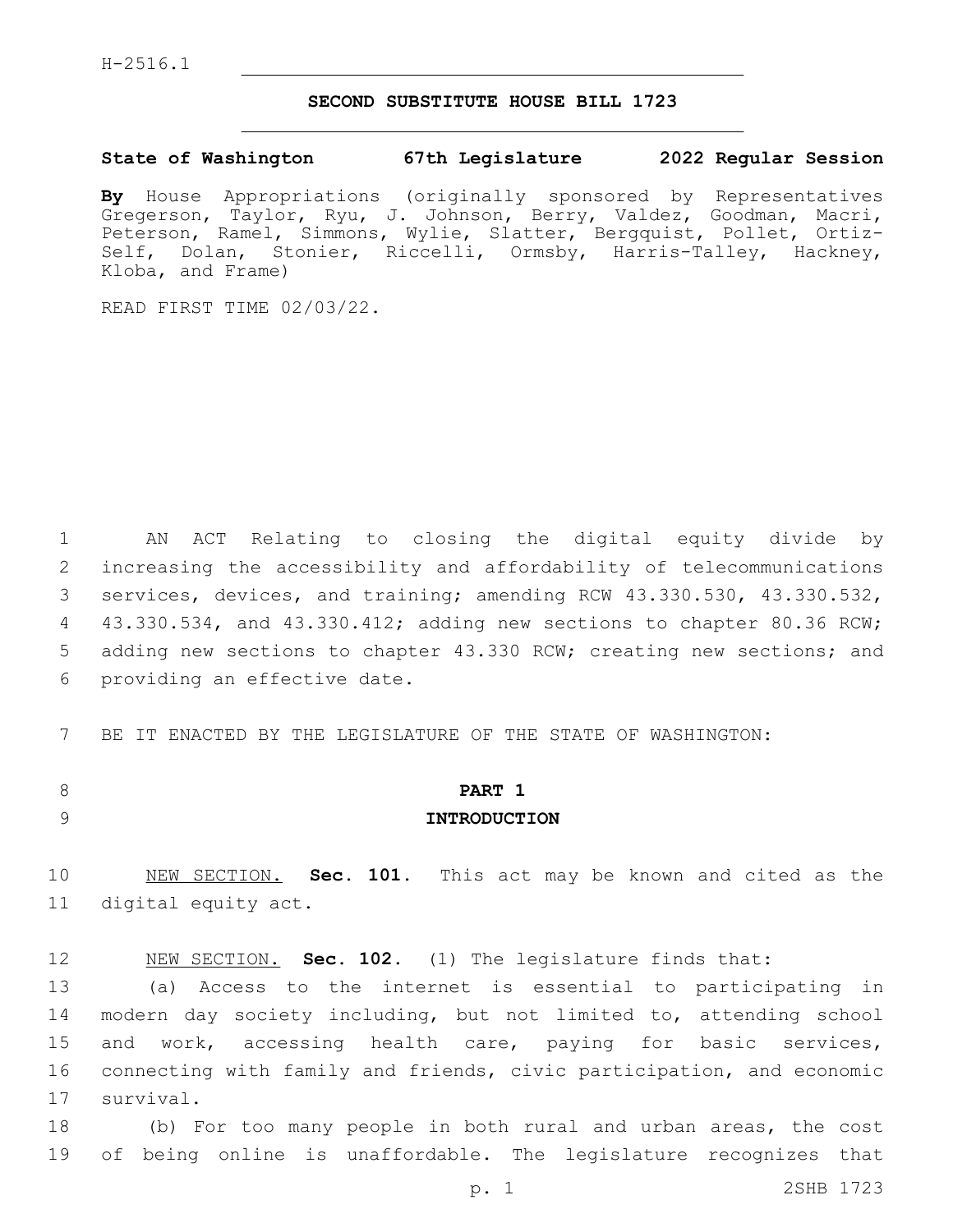H-2516.1

# SECOND SUBSTITUTE HOUSE BILL 1723

**State of Washington 67th Legislature 2022 Regular Session**

**By** House Appropriations (originally sponsored by Representatives Gregerson, Taylor, Ryu, J. Johnson, Berry, Valdez, Goodman, Macri, Peterson, Ramel, Simmons, Wylie, Slatter, Bergquist, Pollet, Ortiz-Self, Dolan, Stonier, Riccelli, Ormsby, Harris-Talley, Hackney, Kloba, and Frame)

READ FIRST TIME 02/03/22.

AN ACT Relating to closing the digital equity divide by increasing the accessibility and affordability of telecommunications services, devices, and training; amending RCW 43.330.530, 43.330.532, 43.330.534, and 43.330.412; adding new sections to chapter 80.36 RCW; adding new sections to chapter 43.330 RCW; creating new sections; and providing an effective date.

BE IT ENACTED BY THE LEGISLATURE OF THE STATE OF WASHINGTON:

## PART 1
## INTRODUCTION

NEW SECTION. **Sec. 101.** This act may be known and cited as the digital equity act.

NEW SECTION. **Sec. 102.** (1) The legislature finds that:

(a) Access to the internet is essential to participating in modern day society including, but not limited to, attending school and work, accessing health care, paying for basic services, connecting with family and friends, civic participation, and economic survival.

(b) For too many people in both rural and urban areas, the cost of being online is unaffordable. The legislature recognizes that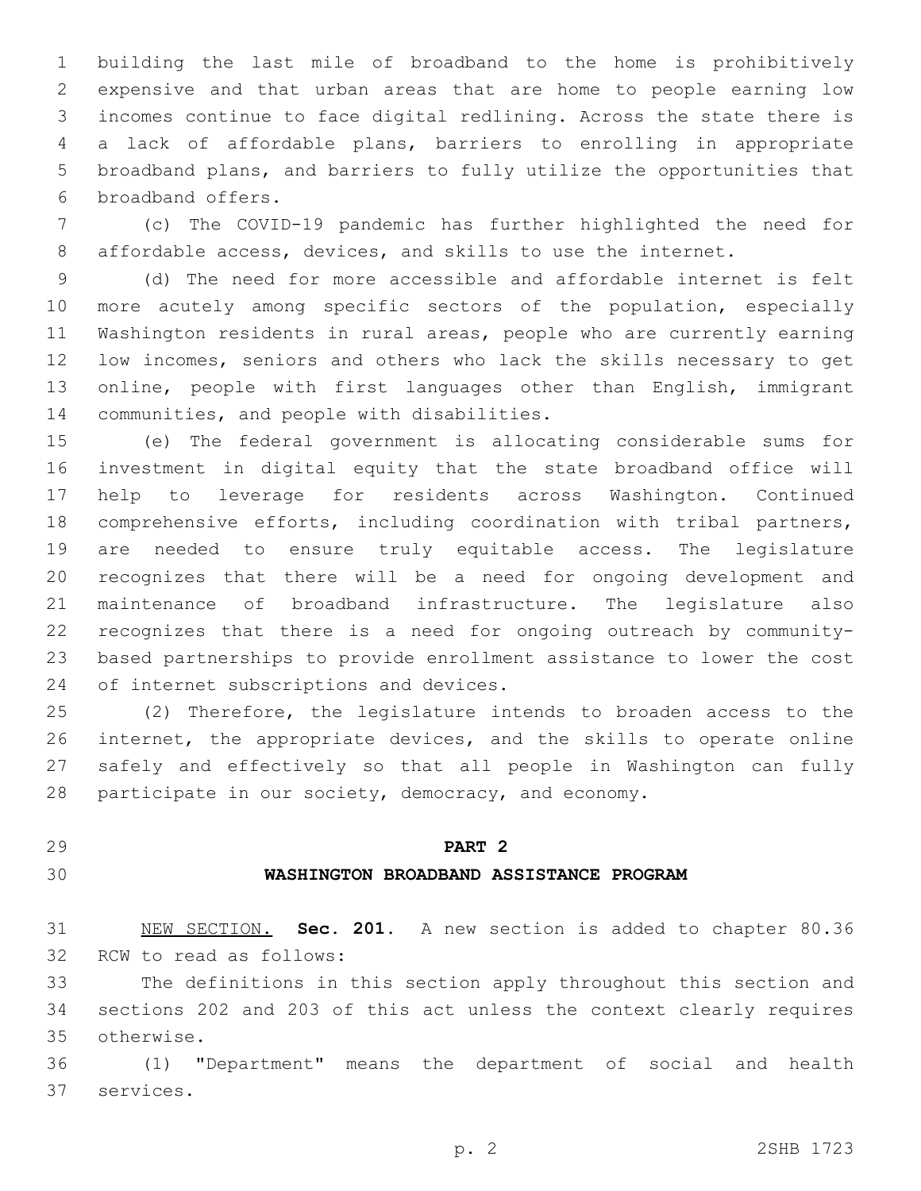building the last mile of broadband to the home is prohibitively expensive and that urban areas that are home to people earning low incomes continue to face digital redlining. Across the state there is a lack of affordable plans, barriers to enrolling in appropriate broadband plans, and barriers to fully utilize the opportunities that broadband offers.

(c) The COVID-19 pandemic has further highlighted the need for affordable access, devices, and skills to use the internet.

(d) The need for more accessible and affordable internet is felt more acutely among specific sectors of the population, especially Washington residents in rural areas, people who are currently earning low incomes, seniors and others who lack the skills necessary to get online, people with first languages other than English, immigrant communities, and people with disabilities.

(e) The federal government is allocating considerable sums for investment in digital equity that the state broadband office will help to leverage for residents across Washington. Continued comprehensive efforts, including coordination with tribal partners, are needed to ensure truly equitable access. The legislature recognizes that there will be a need for ongoing development and maintenance of broadband infrastructure. The legislature also recognizes that there is a need for ongoing outreach by community-based partnerships to provide enrollment assistance to lower the cost of internet subscriptions and devices.

(2) Therefore, the legislature intends to broaden access to the internet, the appropriate devices, and the skills to operate online safely and effectively so that all people in Washington can fully participate in our society, democracy, and economy.

## PART 2
## WASHINGTON BROADBAND ASSISTANCE PROGRAM

NEW SECTION. **Sec. 201.** A new section is added to chapter 80.36 RCW to read as follows:

The definitions in this section apply throughout this section and sections 202 and 203 of this act unless the context clearly requires otherwise.

(1) "Department" means the department of social and health services.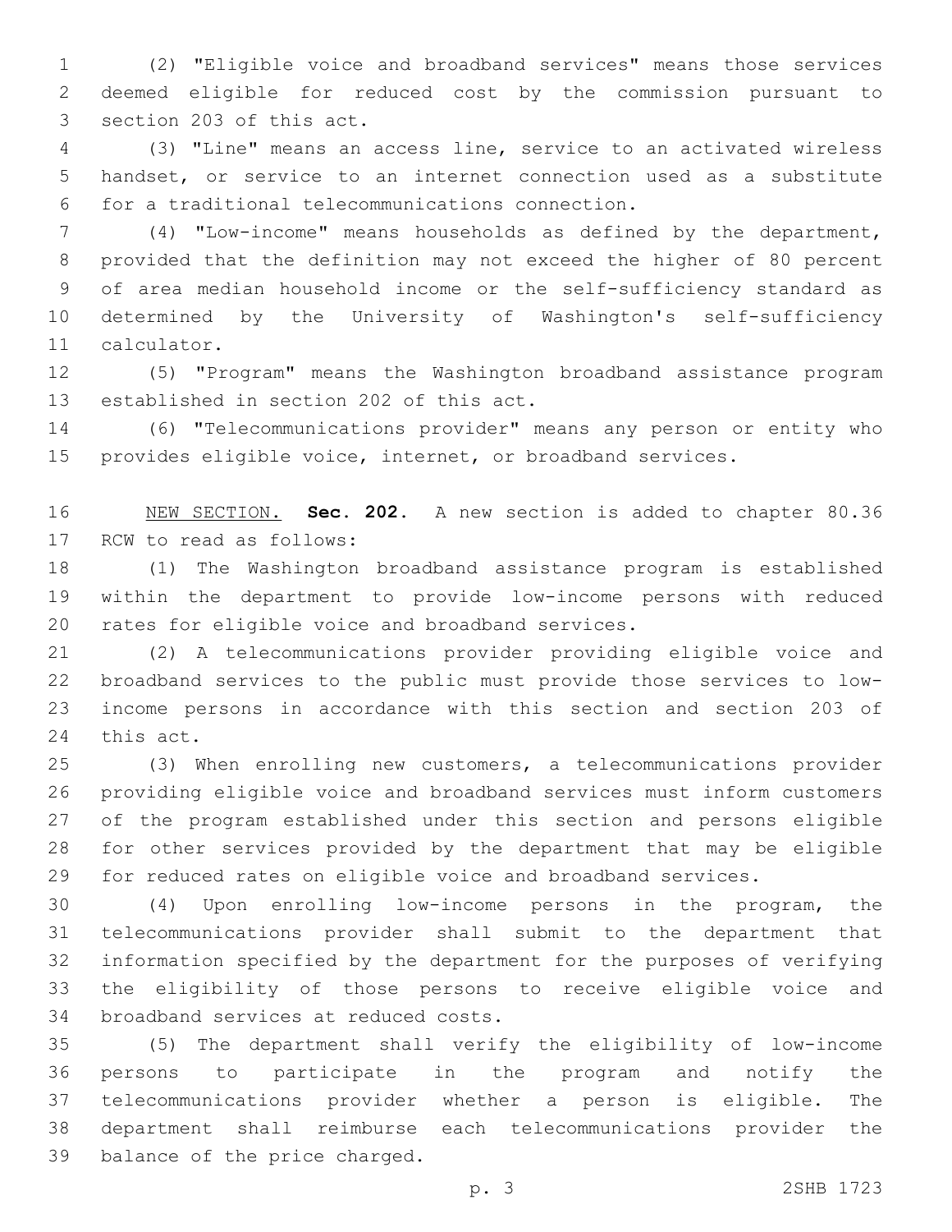(2) "Eligible voice and broadband services" means those services deemed eligible for reduced cost by the commission pursuant to section 203 of this act.

(3) "Line" means an access line, service to an activated wireless handset, or service to an internet connection used as a substitute for a traditional telecommunications connection.

(4) "Low-income" means households as defined by the department, provided that the definition may not exceed the higher of 80 percent of area median household income or the self-sufficiency standard as determined by the University of Washington's self-sufficiency calculator.

(5) "Program" means the Washington broadband assistance program established in section 202 of this act.

(6) "Telecommunications provider" means any person or entity who provides eligible voice, internet, or broadband services.

NEW SECTION. **Sec. 202.** A new section is added to chapter 80.36 RCW to read as follows:

(1) The Washington broadband assistance program is established within the department to provide low-income persons with reduced rates for eligible voice and broadband services.

(2) A telecommunications provider providing eligible voice and broadband services to the public must provide those services to low-income persons in accordance with this section and section 203 of this act.

(3) When enrolling new customers, a telecommunications provider providing eligible voice and broadband services must inform customers of the program established under this section and persons eligible for other services provided by the department that may be eligible for reduced rates on eligible voice and broadband services.

(4) Upon enrolling low-income persons in the program, the telecommunications provider shall submit to the department that information specified by the department for the purposes of verifying the eligibility of those persons to receive eligible voice and broadband services at reduced costs.

(5) The department shall verify the eligibility of low-income persons to participate in the program and notify the telecommunications provider whether a person is eligible. The department shall reimburse each telecommunications provider the balance of the price charged.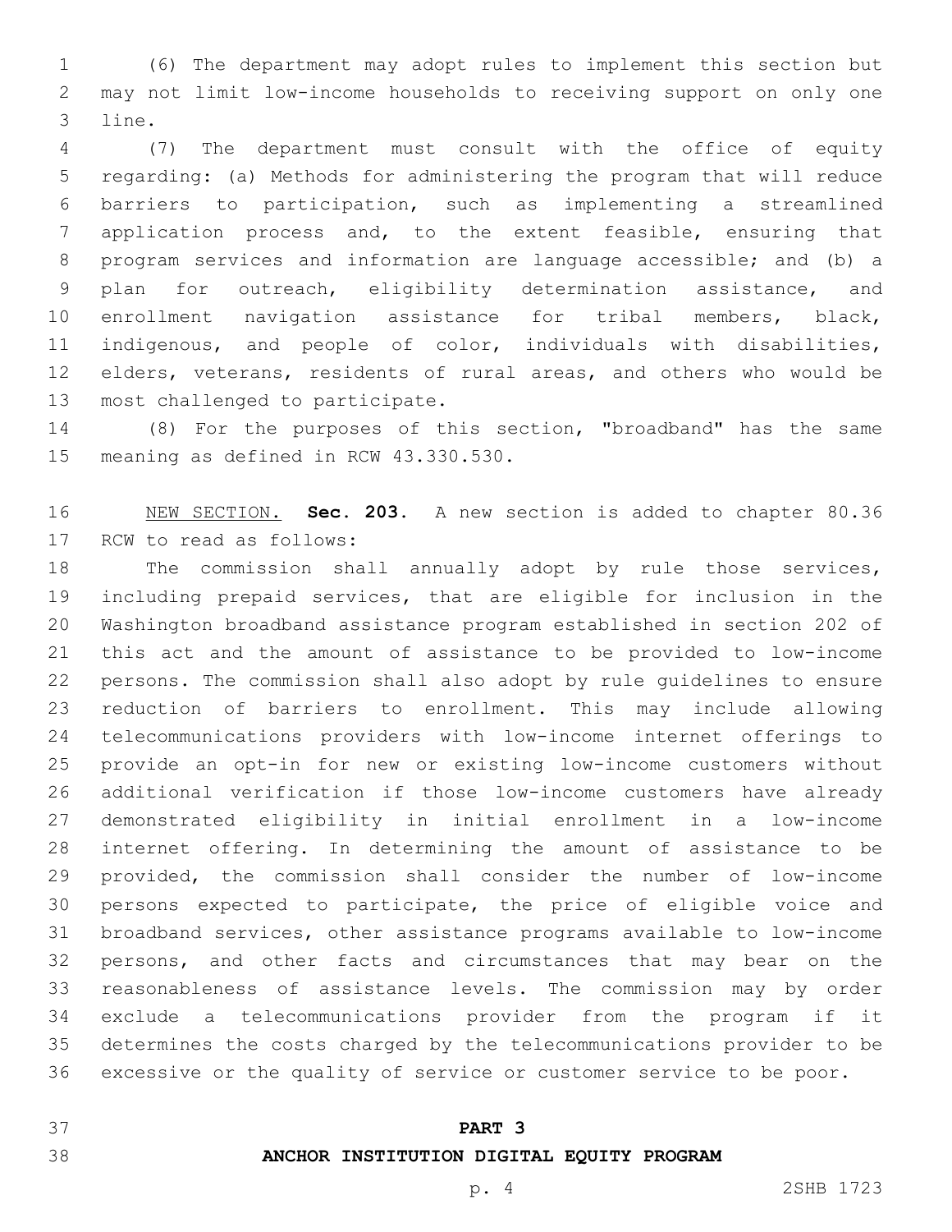(6) The department may adopt rules to implement this section but may not limit low-income households to receiving support on only one line.

(7) The department must consult with the office of equity regarding: (a) Methods for administering the program that will reduce barriers to participation, such as implementing a streamlined application process and, to the extent feasible, ensuring that program services and information are language accessible; and (b) a plan for outreach, eligibility determination assistance, and enrollment navigation assistance for tribal members, black, indigenous, and people of color, individuals with disabilities, elders, veterans, residents of rural areas, and others who would be most challenged to participate.

(8) For the purposes of this section, "broadband" has the same meaning as defined in RCW 43.330.530.

NEW SECTION. **Sec. 203.** A new section is added to chapter 80.36 RCW to read as follows:

The commission shall annually adopt by rule those services, including prepaid services, that are eligible for inclusion in the Washington broadband assistance program established in section 202 of this act and the amount of assistance to be provided to low-income persons. The commission shall also adopt by rule guidelines to ensure reduction of barriers to enrollment. This may include allowing telecommunications providers with low-income internet offerings to provide an opt-in for new or existing low-income customers without additional verification if those low-income customers have already demonstrated eligibility in initial enrollment in a low-income internet offering. In determining the amount of assistance to be provided, the commission shall consider the number of low-income persons expected to participate, the price of eligible voice and broadband services, other assistance programs available to low-income persons, and other facts and circumstances that may bear on the reasonableness of assistance levels. The commission may by order exclude a telecommunications provider from the program if it determines the costs charged by the telecommunications provider to be excessive or the quality of service or customer service to be poor.

## PART 3
## ANCHOR INSTITUTION DIGITAL EQUITY PROGRAM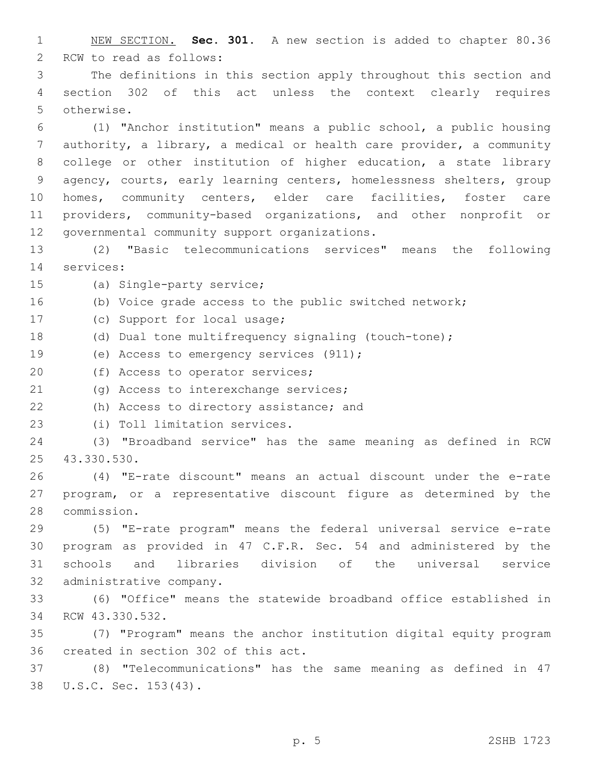NEW SECTION. **Sec. 301.** A new section is added to chapter 80.36 RCW to read as follows:

The definitions in this section apply throughout this section and section 302 of this act unless the context clearly requires otherwise.

(1) "Anchor institution" means a public school, a public housing authority, a library, a medical or health care provider, a community college or other institution of higher education, a state library agency, courts, early learning centers, homelessness shelters, group homes, community centers, elder care facilities, foster care providers, community-based organizations, and other nonprofit or governmental community support organizations.

(2) "Basic telecommunications services" means the following services:

(a) Single-party service;

(b) Voice grade access to the public switched network;

(c) Support for local usage;

(d) Dual tone multifrequency signaling (touch-tone);

(e) Access to emergency services (911);

(f) Access to operator services;

(g) Access to interexchange services;

(h) Access to directory assistance; and

(i) Toll limitation services.

(3) "Broadband service" has the same meaning as defined in RCW 43.330.530.

(4) "E-rate discount" means an actual discount under the e-rate program, or a representative discount figure as determined by the commission.

(5) "E-rate program" means the federal universal service e-rate program as provided in 47 C.F.R. Sec. 54 and administered by the schools and libraries division of the universal service administrative company.

(6) "Office" means the statewide broadband office established in RCW 43.330.532.

(7) "Program" means the anchor institution digital equity program created in section 302 of this act.

(8) "Telecommunications" has the same meaning as defined in 47 U.S.C. Sec. 153(43).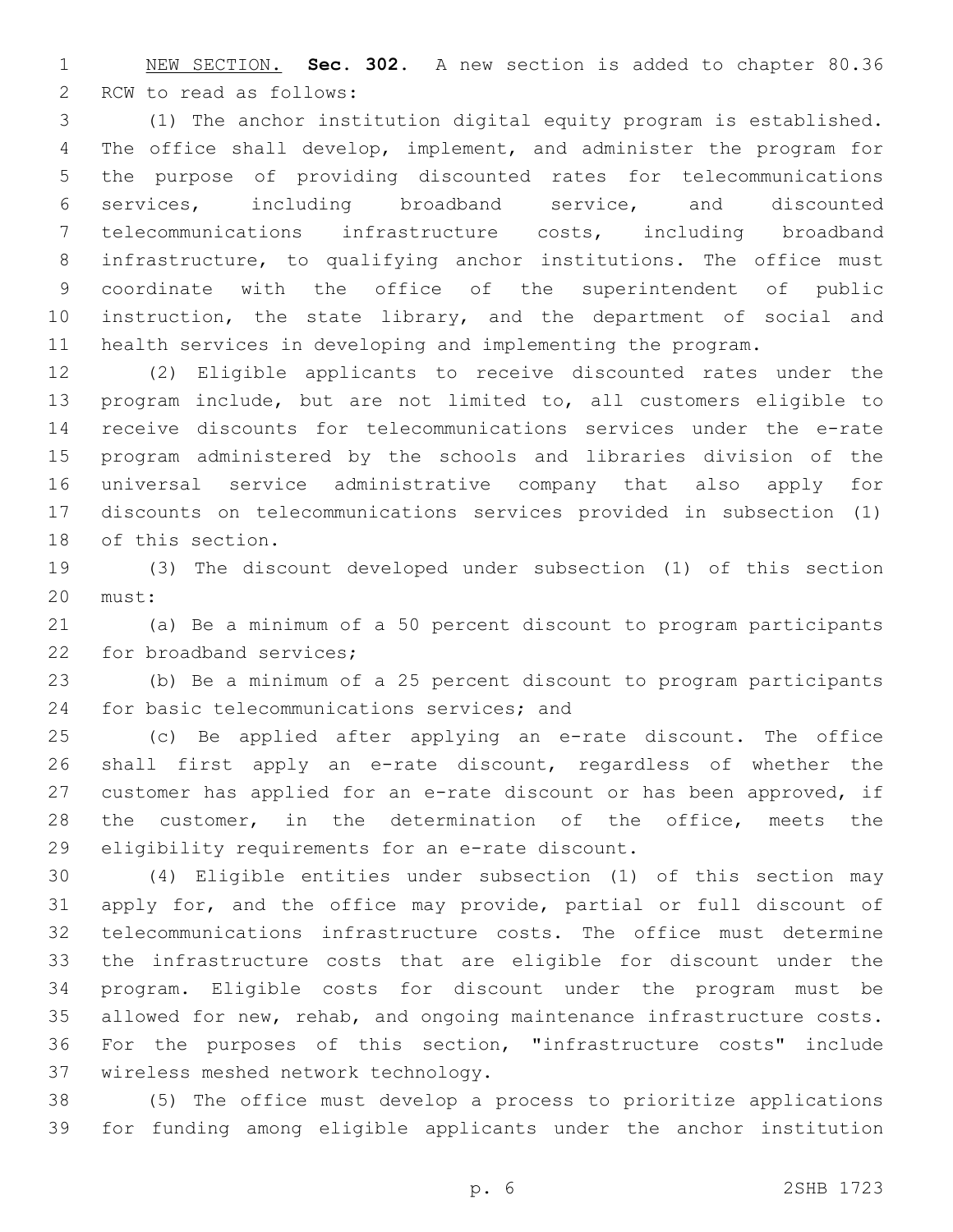NEW SECTION. **Sec. 302.** A new section is added to chapter 80.36 RCW to read as follows:

(1) The anchor institution digital equity program is established. The office shall develop, implement, and administer the program for the purpose of providing discounted rates for telecommunications services, including broadband service, and discounted telecommunications infrastructure costs, including broadband infrastructure, to qualifying anchor institutions. The office must coordinate with the office of the superintendent of public instruction, the state library, and the department of social and health services in developing and implementing the program.

(2) Eligible applicants to receive discounted rates under the program include, but are not limited to, all customers eligible to receive discounts for telecommunications services under the e-rate program administered by the schools and libraries division of the universal service administrative company that also apply for discounts on telecommunications services provided in subsection (1) of this section.

(3) The discount developed under subsection (1) of this section must:

(a) Be a minimum of a 50 percent discount to program participants for broadband services;

(b) Be a minimum of a 25 percent discount to program participants for basic telecommunications services; and

(c) Be applied after applying an e-rate discount. The office shall first apply an e-rate discount, regardless of whether the customer has applied for an e-rate discount or has been approved, if the customer, in the determination of the office, meets the eligibility requirements for an e-rate discount.

(4) Eligible entities under subsection (1) of this section may apply for, and the office may provide, partial or full discount of telecommunications infrastructure costs. The office must determine the infrastructure costs that are eligible for discount under the program. Eligible costs for discount under the program must be allowed for new, rehab, and ongoing maintenance infrastructure costs. For the purposes of this section, "infrastructure costs" include wireless meshed network technology.

(5) The office must develop a process to prioritize applications for funding among eligible applicants under the anchor institution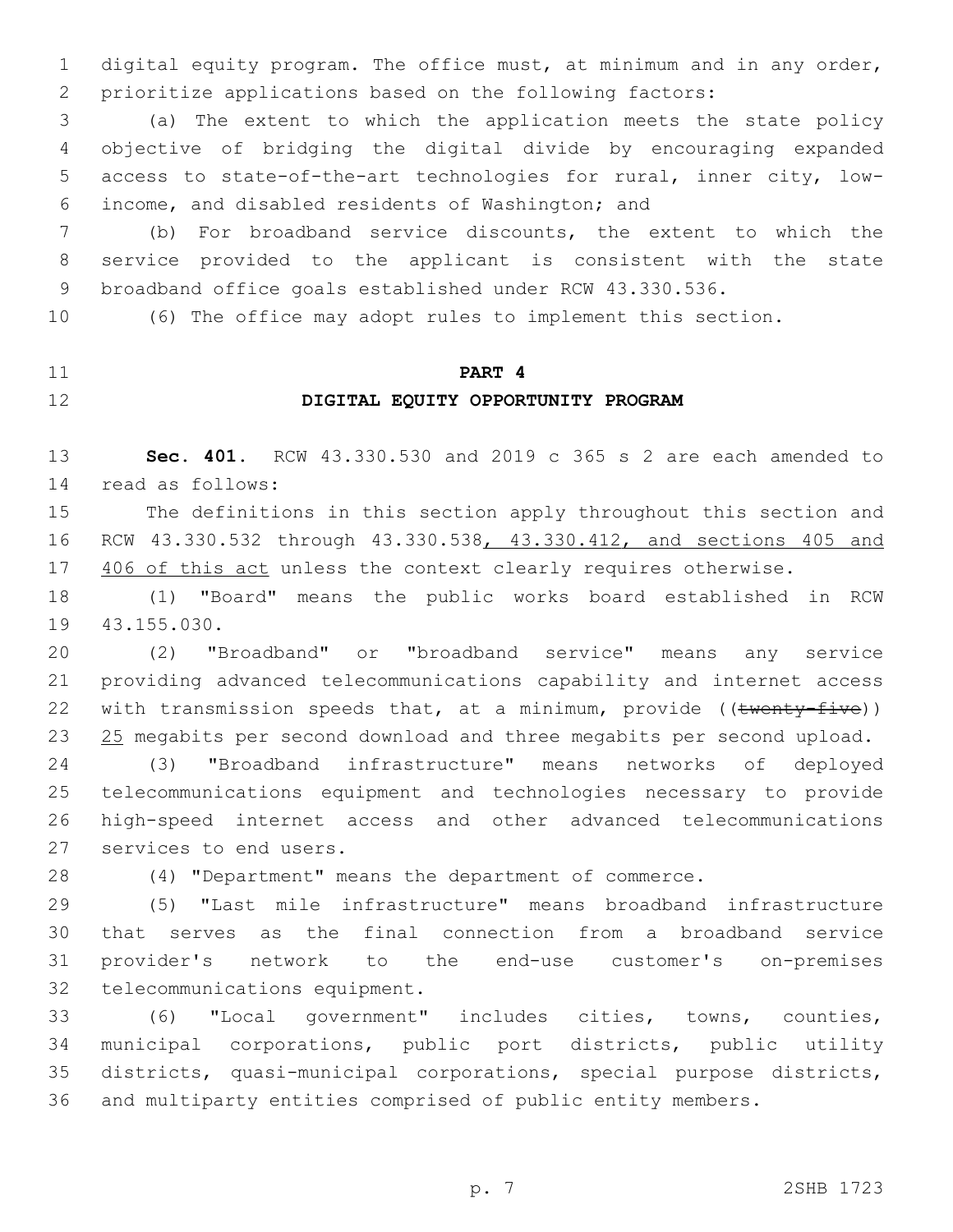digital equity program. The office must, at minimum and in any order, prioritize applications based on the following factors:

(a) The extent to which the application meets the state policy objective of bridging the digital divide by encouraging expanded access to state-of-the-art technologies for rural, inner city, low-income, and disabled residents of Washington; and

(b) For broadband service discounts, the extent to which the service provided to the applicant is consistent with the state broadband office goals established under RCW 43.330.536.

(6) The office may adopt rules to implement this section.

## PART 4

## DIGITAL EQUITY OPPORTUNITY PROGRAM

**Sec. 401.** RCW 43.330.530 and 2019 c 365 s 2 are each amended to read as follows:

The definitions in this section apply throughout this section and RCW 43.330.532 through 43.330.538, 43.330.412, and sections 405 and 406 of this act unless the context clearly requires otherwise.

(1) "Board" means the public works board established in RCW 43.155.030.

(2) "Broadband" or "broadband service" means any service providing advanced telecommunications capability and internet access with transmission speeds that, at a minimum, provide ((~~twenty-five~~)) 25 megabits per second download and three megabits per second upload.

(3) "Broadband infrastructure" means networks of deployed telecommunications equipment and technologies necessary to provide high-speed internet access and other advanced telecommunications services to end users.

(4) "Department" means the department of commerce.

(5) "Last mile infrastructure" means broadband infrastructure that serves as the final connection from a broadband service provider's network to the end-use customer's on-premises telecommunications equipment.

(6) "Local government" includes cities, towns, counties, municipal corporations, public port districts, public utility districts, quasi-municipal corporations, special purpose districts, and multiparty entities comprised of public entity members.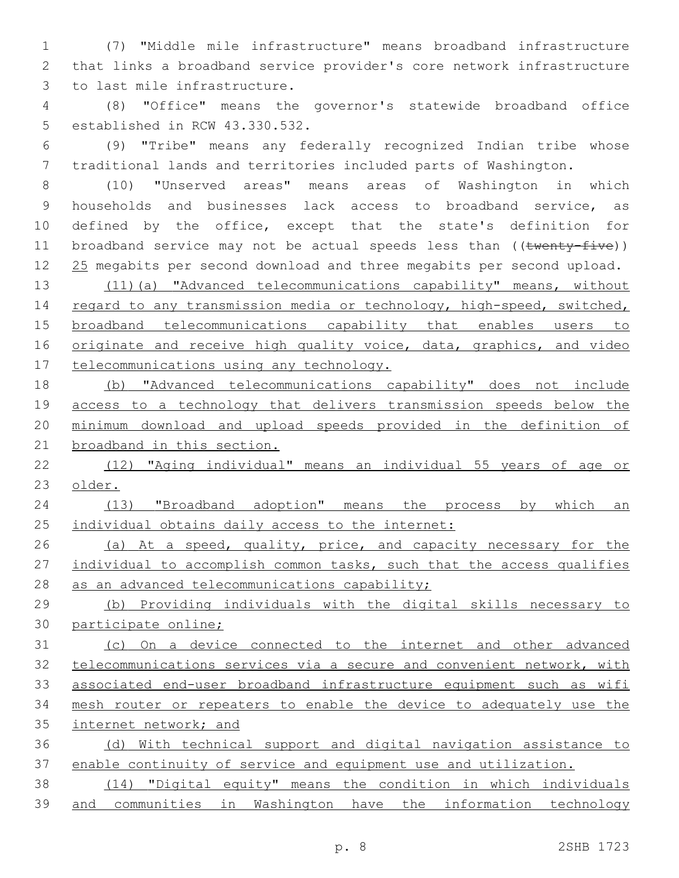(7) "Middle mile infrastructure" means broadband infrastructure that links a broadband service provider's core network infrastructure to last mile infrastructure.

(8) "Office" means the governor's statewide broadband office established in RCW 43.330.532.

(9) "Tribe" means any federally recognized Indian tribe whose traditional lands and territories included parts of Washington.

(10) "Unserved areas" means areas of Washington in which households and businesses lack access to broadband service, as defined by the office, except that the state's definition for broadband service may not be actual speeds less than ((~~twenty-five~~)) 25 megabits per second download and three megabits per second upload.

(11)(a) "Advanced telecommunications capability" means, without regard to any transmission media or technology, high-speed, switched, broadband telecommunications capability that enables users to originate and receive high quality voice, data, graphics, and video telecommunications using any technology.

(b) "Advanced telecommunications capability" does not include access to a technology that delivers transmission speeds below the minimum download and upload speeds provided in the definition of broadband in this section.

(12) "Aging individual" means an individual 55 years of age or older.

(13) "Broadband adoption" means the process by which an individual obtains daily access to the internet:

(a) At a speed, quality, price, and capacity necessary for the individual to accomplish common tasks, such that the access qualifies as an advanced telecommunications capability;

(b) Providing individuals with the digital skills necessary to participate online;

(c) On a device connected to the internet and other advanced telecommunications services via a secure and convenient network, with associated end-user broadband infrastructure equipment such as wifi mesh router or repeaters to enable the device to adequately use the internet network; and

(d) With technical support and digital navigation assistance to enable continuity of service and equipment use and utilization.

(14) "Digital equity" means the condition in which individuals and communities in Washington have the information technology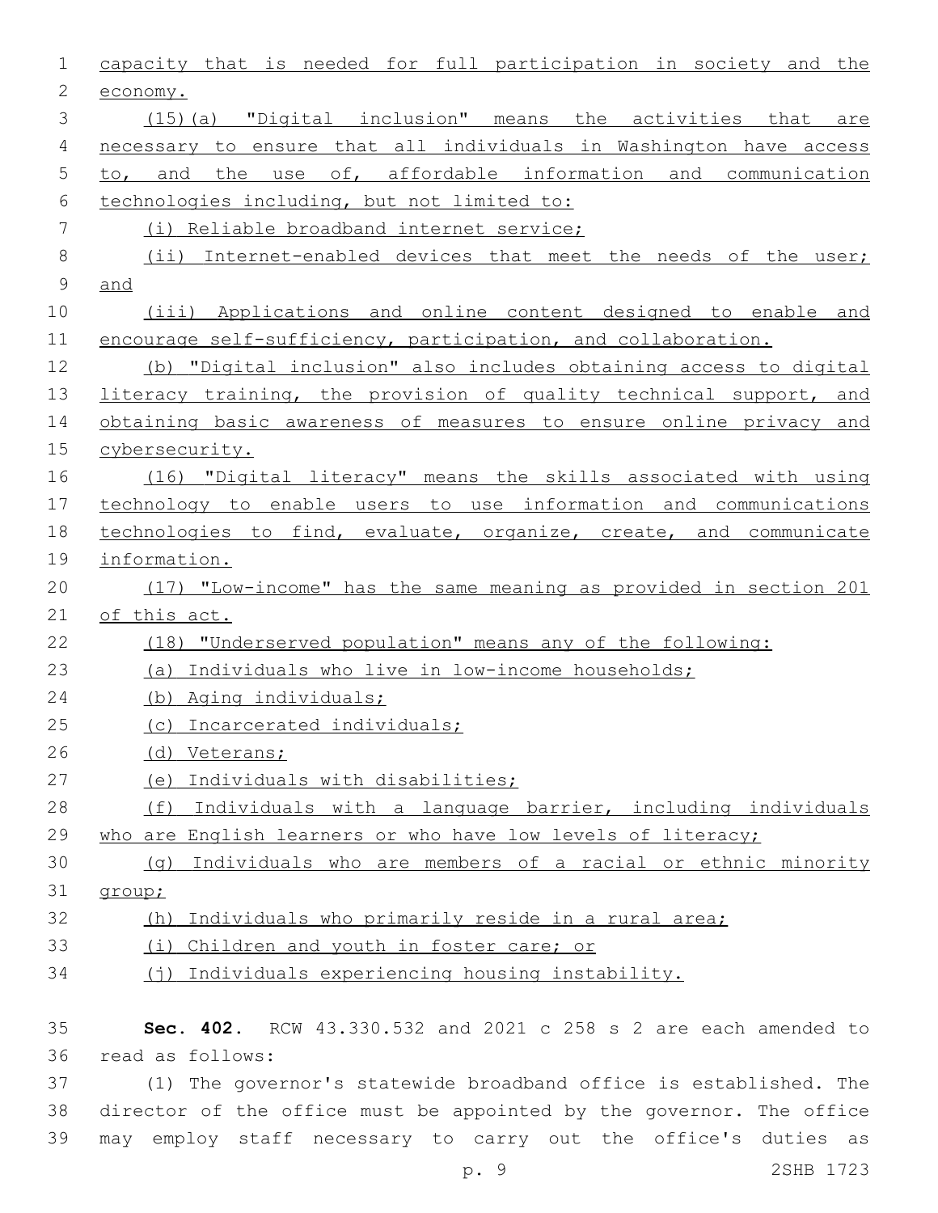capacity that is needed for full participation in society and the economy.

(15)(a) "Digital inclusion" means the activities that are necessary to ensure that all individuals in Washington have access to, and the use of, affordable information and communication technologies including, but not limited to:

(i) Reliable broadband internet service;

(ii) Internet-enabled devices that meet the needs of the user; and

(iii) Applications and online content designed to enable and encourage self-sufficiency, participation, and collaboration.

(b) "Digital inclusion" also includes obtaining access to digital literacy training, the provision of quality technical support, and obtaining basic awareness of measures to ensure online privacy and cybersecurity.

(16) "Digital literacy" means the skills associated with using technology to enable users to use information and communications technologies to find, evaluate, organize, create, and communicate information.

(17) "Low-income" has the same meaning as provided in section 201 of this act.

(18) "Underserved population" means any of the following:

(a) Individuals who live in low-income households;

(b) Aging individuals;

(c) Incarcerated individuals;

(d) Veterans;

(e) Individuals with disabilities;

(f) Individuals with a language barrier, including individuals who are English learners or who have low levels of literacy;

(g) Individuals who are members of a racial or ethnic minority group;

(h) Individuals who primarily reside in a rural area;

(i) Children and youth in foster care; or

(j) Individuals experiencing housing instability.

**Sec. 402.** RCW 43.330.532 and 2021 c 258 s 2 are each amended to read as follows:

(1) The governor's statewide broadband office is established. The director of the office must be appointed by the governor. The office may employ staff necessary to carry out the office's duties as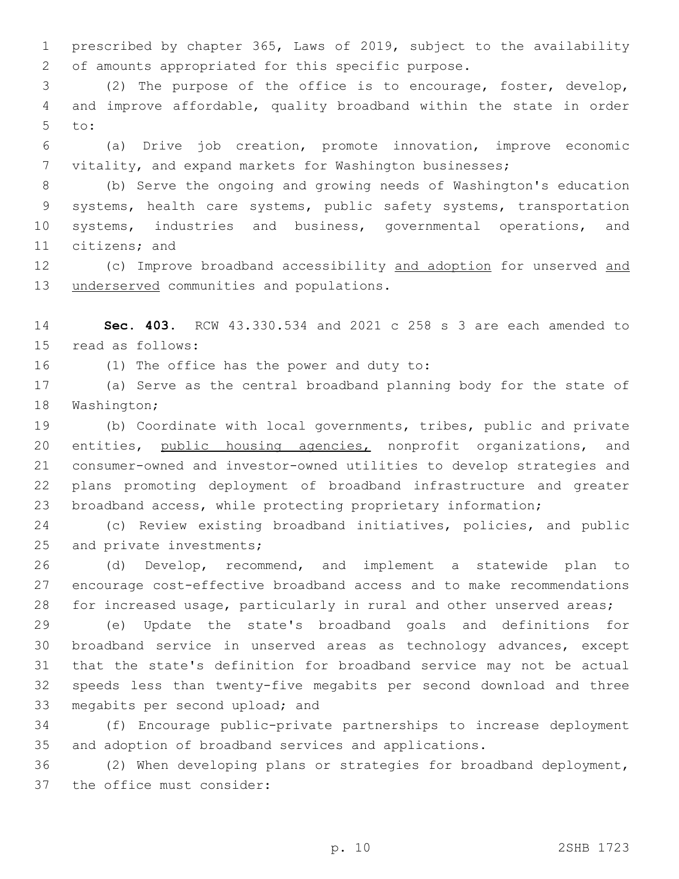prescribed by chapter 365, Laws of 2019, subject to the availability of amounts appropriated for this specific purpose.

(2) The purpose of the office is to encourage, foster, develop, and improve affordable, quality broadband within the state in order to:

(a) Drive job creation, promote innovation, improve economic vitality, and expand markets for Washington businesses;

(b) Serve the ongoing and growing needs of Washington's education systems, health care systems, public safety systems, transportation systems, industries and business, governmental operations, and citizens; and

(c) Improve broadband accessibility <u>and adoption</u> for unserved <u>and underserved</u> communities and populations.

**Sec. 403.** RCW 43.330.534 and 2021 c 258 s 3 are each amended to read as follows:

(1) The office has the power and duty to:

(a) Serve as the central broadband planning body for the state of Washington;

(b) Coordinate with local governments, tribes, public and private entities, <u>public housing agencies,</u> nonprofit organizations, and consumer-owned and investor-owned utilities to develop strategies and plans promoting deployment of broadband infrastructure and greater broadband access, while protecting proprietary information;

(c) Review existing broadband initiatives, policies, and public and private investments;

(d) Develop, recommend, and implement a statewide plan to encourage cost-effective broadband access and to make recommendations for increased usage, particularly in rural and other unserved areas;

(e) Update the state's broadband goals and definitions for broadband service in unserved areas as technology advances, except that the state's definition for broadband service may not be actual speeds less than twenty-five megabits per second download and three megabits per second upload; and

(f) Encourage public-private partnerships to increase deployment and adoption of broadband services and applications.

(2) When developing plans or strategies for broadband deployment, the office must consider: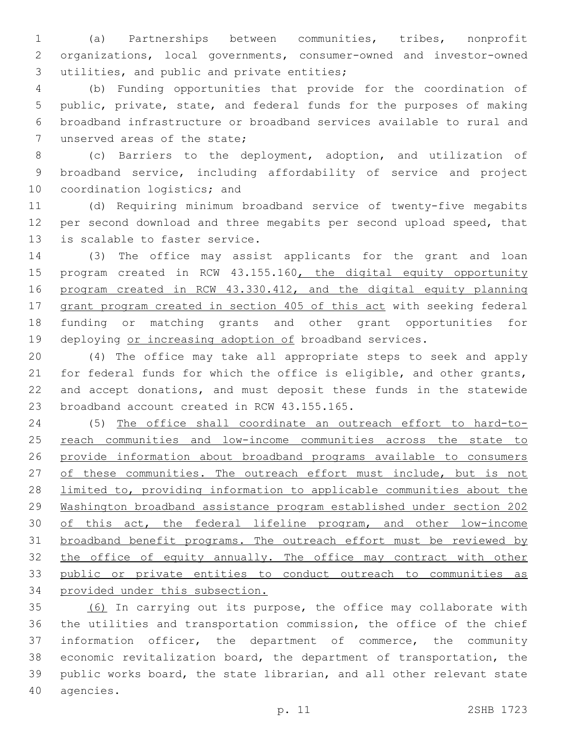(a) Partnerships between communities, tribes, nonprofit organizations, local governments, consumer-owned and investor-owned utilities, and public and private entities;

(b) Funding opportunities that provide for the coordination of public, private, state, and federal funds for the purposes of making broadband infrastructure or broadband services available to rural and unserved areas of the state;

(c) Barriers to the deployment, adoption, and utilization of broadband service, including affordability of service and project coordination logistics; and

(d) Requiring minimum broadband service of twenty-five megabits per second download and three megabits per second upload speed, that is scalable to faster service.

(3) The office may assist applicants for the grant and loan program created in RCW 43.155.160, the digital equity opportunity program created in RCW 43.330.412, and the digital equity planning grant program created in section 405 of this act with seeking federal funding or matching grants and other grant opportunities for deploying or increasing adoption of broadband services.

(4) The office may take all appropriate steps to seek and apply for federal funds for which the office is eligible, and other grants, and accept donations, and must deposit these funds in the statewide broadband account created in RCW 43.155.165.

(5) The office shall coordinate an outreach effort to hard-to-reach communities and low-income communities across the state to provide information about broadband programs available to consumers of these communities. The outreach effort must include, but is not limited to, providing information to applicable communities about the Washington broadband assistance program established under section 202 of this act, the federal lifeline program, and other low-income broadband benefit programs. The outreach effort must be reviewed by the office of equity annually. The office may contract with other public or private entities to conduct outreach to communities as provided under this subsection.

(6) In carrying out its purpose, the office may collaborate with the utilities and transportation commission, the office of the chief information officer, the department of commerce, the community economic revitalization board, the department of transportation, the public works board, the state librarian, and all other relevant state agencies.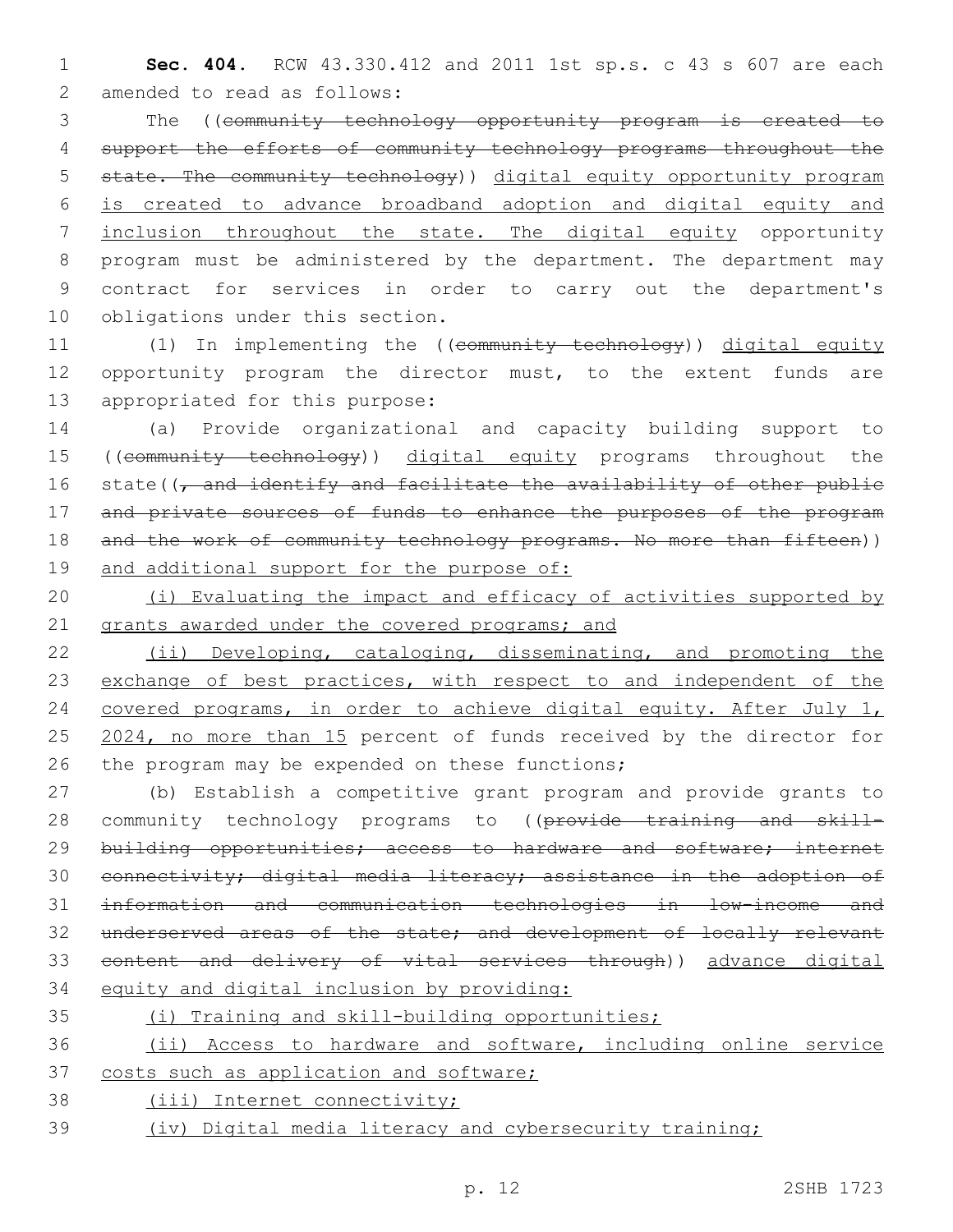**Sec. 404.** RCW 43.330.412 and 2011 1st sp.s. c 43 s 607 are each amended to read as follows:

The ((~~community technology opportunity program is created to support the efforts of community technology programs throughout the state. The community technology~~)) digital equity opportunity program is created to advance broadband adoption and digital equity and inclusion throughout the state. The digital equity opportunity program must be administered by the department. The department may contract for services in order to carry out the department's obligations under this section.

(1) In implementing the ((~~community technology~~)) digital equity opportunity program the director must, to the extent funds are appropriated for this purpose:

(a) Provide organizational and capacity building support to ((~~community technology~~)) digital equity programs throughout the state((~~, and identify and facilitate the availability of other public and private sources of funds to enhance the purposes of the program and the work of community technology programs. No more than fifteen~~)) and additional support for the purpose of:

(i) Evaluating the impact and efficacy of activities supported by grants awarded under the covered programs; and

(ii) Developing, cataloging, disseminating, and promoting the exchange of best practices, with respect to and independent of the covered programs, in order to achieve digital equity. After July 1, 2024, no more than 15 percent of funds received by the director for the program may be expended on these functions;

(b) Establish a competitive grant program and provide grants to community technology programs to ((~~provide training and skill-building opportunities; access to hardware and software; internet connectivity; digital media literacy; assistance in the adoption of information and communication technologies in low-income and underserved areas of the state; and development of locally relevant content and delivery of vital services through~~)) advance digital equity and digital inclusion by providing:

(i) Training and skill-building opportunities;

(ii) Access to hardware and software, including online service costs such as application and software;

(iii) Internet connectivity;

(iv) Digital media literacy and cybersecurity training;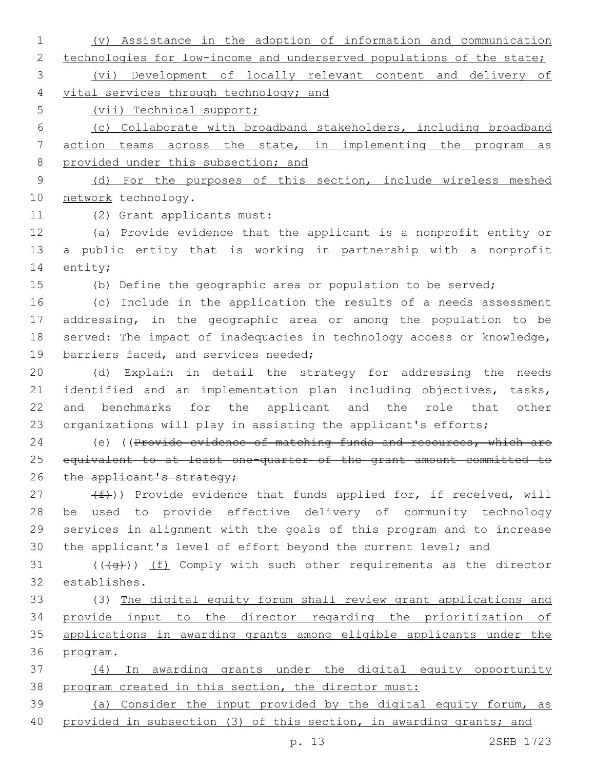(v) Assistance in the adoption of information and communication technologies for low-income and underserved populations of the state;

(vi) Development of locally relevant content and delivery of vital services through technology; and

(vii) Technical support;

(c) Collaborate with broadband stakeholders, including broadband action teams across the state, in implementing the program as provided under this subsection; and

(d) For the purposes of this section, include wireless meshed network technology.

(2) Grant applicants must:

(a) Provide evidence that the applicant is a nonprofit entity or a public entity that is working in partnership with a nonprofit entity;

(b) Define the geographic area or population to be served;

(c) Include in the application the results of a needs assessment addressing, in the geographic area or among the population to be served: The impact of inadequacies in technology access or knowledge, barriers faced, and services needed;

(d) Explain in detail the strategy for addressing the needs identified and an implementation plan including objectives, tasks, and benchmarks for the applicant and the role that other organizations will play in assisting the applicant's efforts;

(e) ((~~Provide evidence of matching funds and resources, which are equivalent to at least one-quarter of the grant amount committed to the applicant's strategy;~~

~~(f)~~)) Provide evidence that funds applied for, if received, will be used to provide effective delivery of community technology services in alignment with the goals of this program and to increase the applicant's level of effort beyond the current level; and

((~~(g)~~)) (f) Comply with such other requirements as the director establishes.

(3) The digital equity forum shall review grant applications and provide input to the director regarding the prioritization of applications in awarding grants among eligible applicants under the program.

(4) In awarding grants under the digital equity opportunity program created in this section, the director must:

(a) Consider the input provided by the digital equity forum, as provided in subsection (3) of this section, in awarding grants; and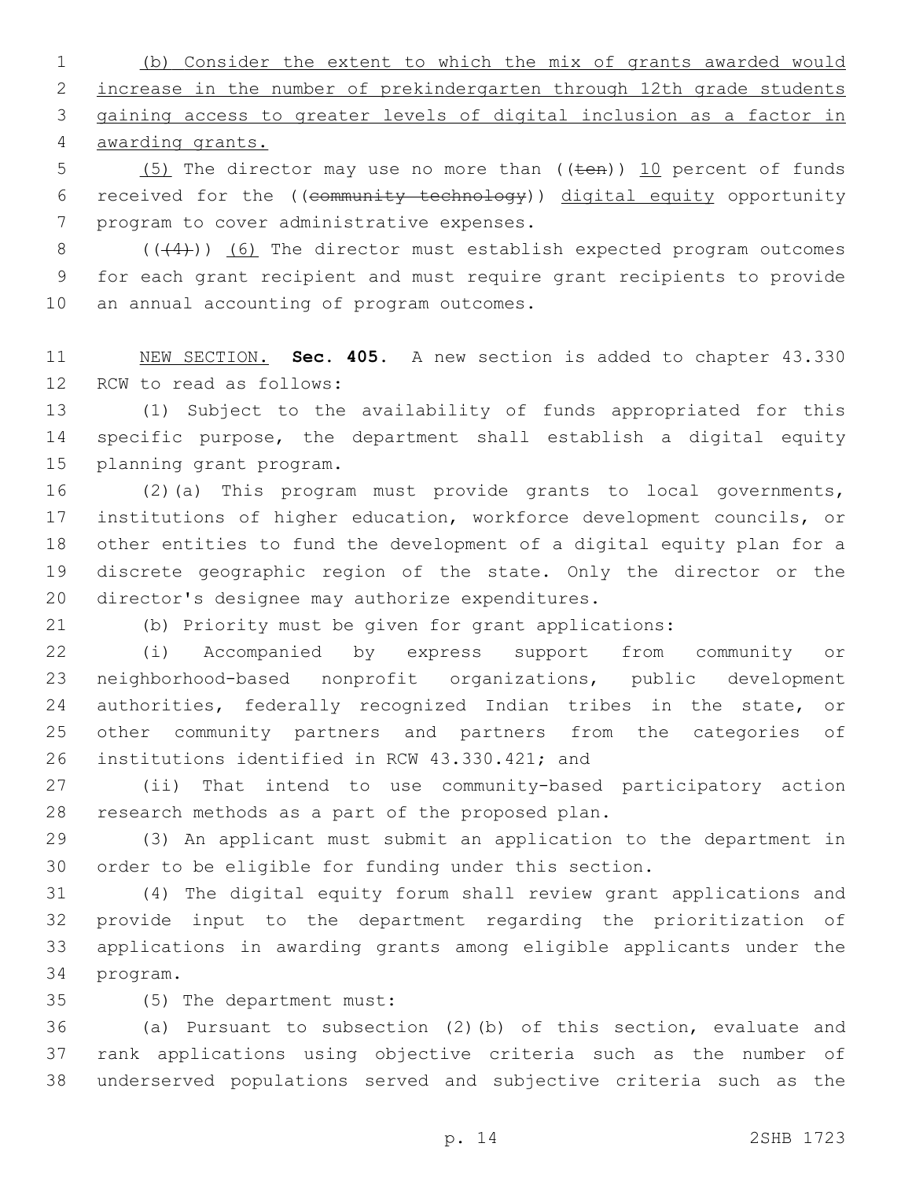(b) Consider the extent to which the mix of grants awarded would increase in the number of prekindergarten through 12th grade students gaining access to greater levels of digital inclusion as a factor in awarding grants.

(5) The director may use no more than ((ten)) 10 percent of funds received for the ((community technology)) digital equity opportunity program to cover administrative expenses.

(((4))) (6) The director must establish expected program outcomes for each grant recipient and must require grant recipients to provide an annual accounting of program outcomes.

NEW SECTION. **Sec. 405.** A new section is added to chapter 43.330 RCW to read as follows:

(1) Subject to the availability of funds appropriated for this specific purpose, the department shall establish a digital equity planning grant program.

(2)(a) This program must provide grants to local governments, institutions of higher education, workforce development councils, or other entities to fund the development of a digital equity plan for a discrete geographic region of the state. Only the director or the director's designee may authorize expenditures.

(b) Priority must be given for grant applications:

(i) Accompanied by express support from community or neighborhood-based nonprofit organizations, public development authorities, federally recognized Indian tribes in the state, or other community partners and partners from the categories of institutions identified in RCW 43.330.421; and

(ii) That intend to use community-based participatory action research methods as a part of the proposed plan.

(3) An applicant must submit an application to the department in order to be eligible for funding under this section.

(4) The digital equity forum shall review grant applications and provide input to the department regarding the prioritization of applications in awarding grants among eligible applicants under the program.

(5) The department must:

(a) Pursuant to subsection (2)(b) of this section, evaluate and rank applications using objective criteria such as the number of underserved populations served and subjective criteria such as the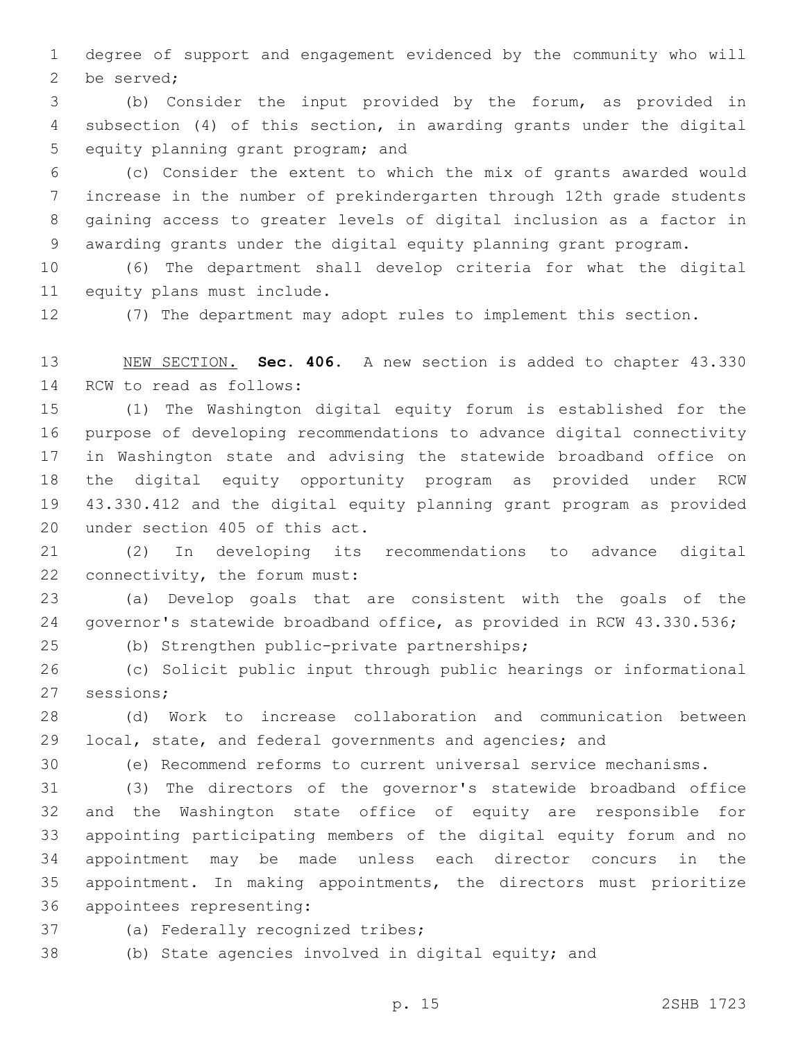degree of support and engagement evidenced by the community who will be served;

(b) Consider the input provided by the forum, as provided in subsection (4) of this section, in awarding grants under the digital equity planning grant program; and

(c) Consider the extent to which the mix of grants awarded would increase in the number of prekindergarten through 12th grade students gaining access to greater levels of digital inclusion as a factor in awarding grants under the digital equity planning grant program.

(6) The department shall develop criteria for what the digital equity plans must include.

(7) The department may adopt rules to implement this section.

NEW SECTION. **Sec. 406.** A new section is added to chapter 43.330 RCW to read as follows:

(1) The Washington digital equity forum is established for the purpose of developing recommendations to advance digital connectivity in Washington state and advising the statewide broadband office on the digital equity opportunity program as provided under RCW 43.330.412 and the digital equity planning grant program as provided under section 405 of this act.

(2) In developing its recommendations to advance digital connectivity, the forum must:

(a) Develop goals that are consistent with the goals of the governor's statewide broadband office, as provided in RCW 43.330.536;

(b) Strengthen public-private partnerships;

(c) Solicit public input through public hearings or informational sessions;

(d) Work to increase collaboration and communication between local, state, and federal governments and agencies; and

(e) Recommend reforms to current universal service mechanisms.

(3) The directors of the governor's statewide broadband office and the Washington state office of equity are responsible for appointing participating members of the digital equity forum and no appointment may be made unless each director concurs in the appointment. In making appointments, the directors must prioritize appointees representing:

(a) Federally recognized tribes;

(b) State agencies involved in digital equity; and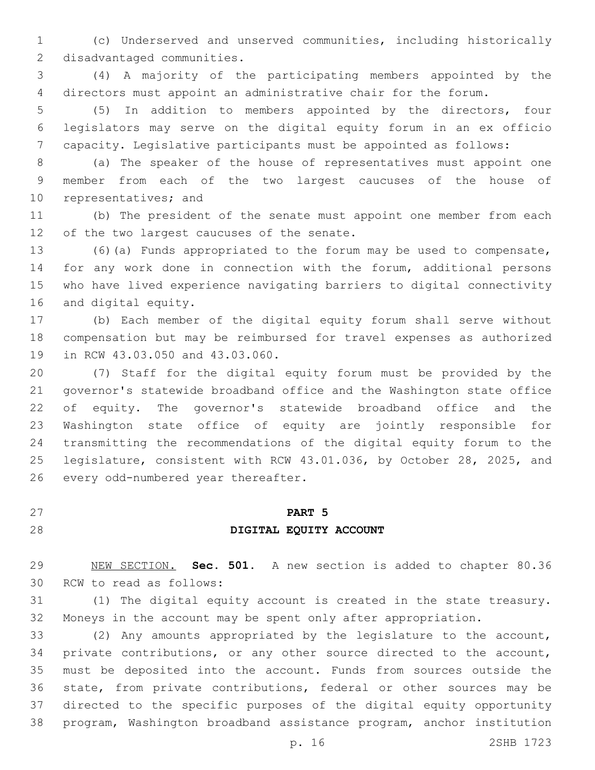(c) Underserved and unserved communities, including historically disadvantaged communities.

(4) A majority of the participating members appointed by the directors must appoint an administrative chair for the forum.

(5) In addition to members appointed by the directors, four legislators may serve on the digital equity forum in an ex officio capacity. Legislative participants must be appointed as follows:

(a) The speaker of the house of representatives must appoint one member from each of the two largest caucuses of the house of representatives; and

(b) The president of the senate must appoint one member from each of the two largest caucuses of the senate.

(6)(a) Funds appropriated to the forum may be used to compensate, for any work done in connection with the forum, additional persons who have lived experience navigating barriers to digital connectivity and digital equity.

(b) Each member of the digital equity forum shall serve without compensation but may be reimbursed for travel expenses as authorized in RCW 43.03.050 and 43.03.060.

(7) Staff for the digital equity forum must be provided by the governor's statewide broadband office and the Washington state office of equity. The governor's statewide broadband office and the Washington state office of equity are jointly responsible for transmitting the recommendations of the digital equity forum to the legislature, consistent with RCW 43.01.036, by October 28, 2025, and every odd-numbered year thereafter.

**PART 5**

**DIGITAL EQUITY ACCOUNT**

NEW SECTION. **Sec. 501.** A new section is added to chapter 80.36 RCW to read as follows:

(1) The digital equity account is created in the state treasury. Moneys in the account may be spent only after appropriation.

(2) Any amounts appropriated by the legislature to the account, private contributions, or any other source directed to the account, must be deposited into the account. Funds from sources outside the state, from private contributions, federal or other sources may be directed to the specific purposes of the digital equity opportunity program, Washington broadband assistance program, anchor institution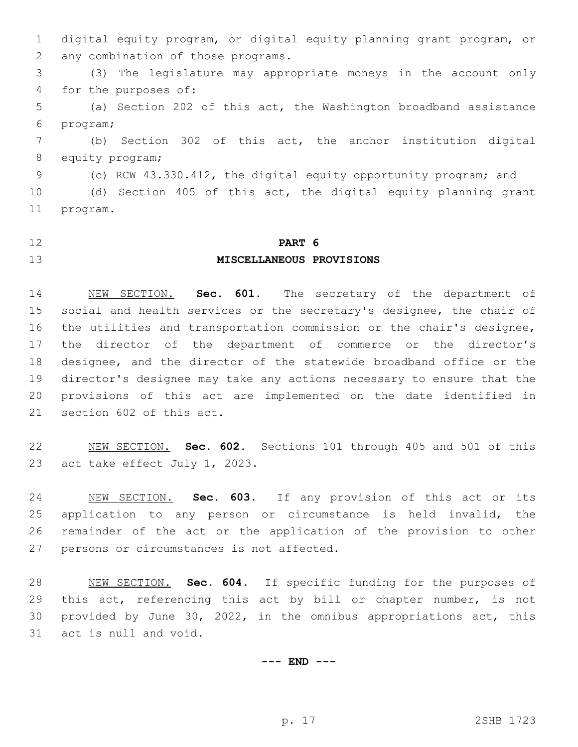digital equity program, or digital equity planning grant program, or any combination of those programs.

(3) The legislature may appropriate moneys in the account only for the purposes of:

(a) Section 202 of this act, the Washington broadband assistance program;

(b) Section 302 of this act, the anchor institution digital equity program;

(c) RCW 43.330.412, the digital equity opportunity program; and

(d) Section 405 of this act, the digital equity planning grant program.

## PART 6
## MISCELLANEOUS PROVISIONS

NEW SECTION. **Sec. 601.** The secretary of the department of social and health services or the secretary's designee, the chair of the utilities and transportation commission or the chair's designee, the director of the department of commerce or the director's designee, and the director of the statewide broadband office or the director's designee may take any actions necessary to ensure that the provisions of this act are implemented on the date identified in section 602 of this act.

NEW SECTION. **Sec. 602.** Sections 101 through 405 and 501 of this act take effect July 1, 2023.

NEW SECTION. **Sec. 603.** If any provision of this act or its application to any person or circumstance is held invalid, the remainder of the act or the application of the provision to other persons or circumstances is not affected.

NEW SECTION. **Sec. 604.** If specific funding for the purposes of this act, referencing this act by bill or chapter number, is not provided by June 30, 2022, in the omnibus appropriations act, this act is null and void.

**--- END ---**